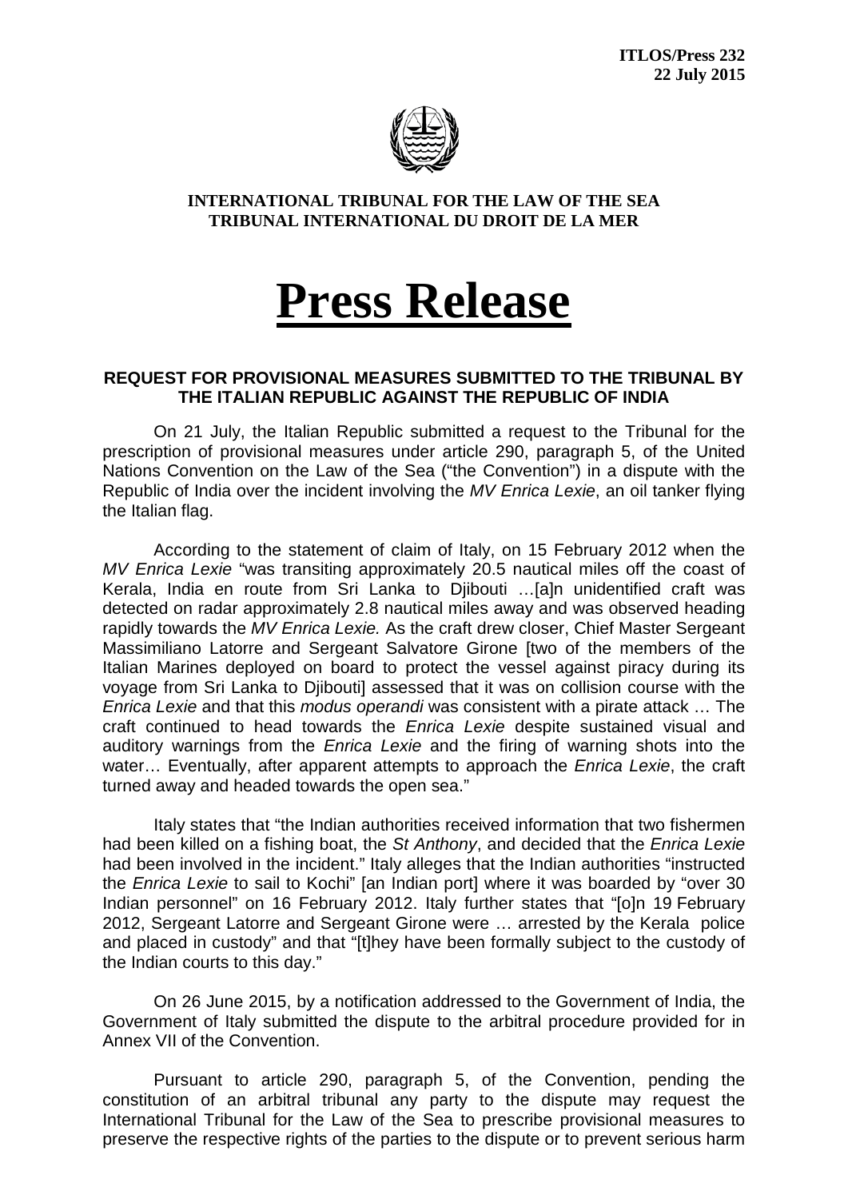**ITLOS/Press 232**
**22 July 2015**

**INTERNATIONAL TRIBUNAL FOR THE LAW OF THE SEA**
**TRIBUNAL INTERNATIONAL DU DROIT DE LA MER**

# Press Release

### REQUEST FOR PROVISIONAL MEASURES SUBMITTED TO THE TRIBUNAL BY THE ITALIAN REPUBLIC AGAINST THE REPUBLIC OF INDIA

On 21 July, the Italian Republic submitted a request to the Tribunal for the prescription of provisional measures under article 290, paragraph 5, of the United Nations Convention on the Law of the Sea ("the Convention") in a dispute with the Republic of India over the incident involving the *MV Enrica Lexie*, an oil tanker flying the Italian flag.

According to the statement of claim of Italy, on 15 February 2012 when the *MV Enrica Lexie* "was transiting approximately 20.5 nautical miles off the coast of Kerala, India en route from Sri Lanka to Djibouti …[a]n unidentified craft was detected on radar approximately 2.8 nautical miles away and was observed heading rapidly towards the *MV Enrica Lexie.* As the craft drew closer, Chief Master Sergeant Massimiliano Latorre and Sergeant Salvatore Girone [two of the members of the Italian Marines deployed on board to protect the vessel against piracy during its voyage from Sri Lanka to Djibouti] assessed that it was on collision course with the *Enrica Lexie* and that this *modus operandi* was consistent with a pirate attack … The craft continued to head towards the *Enrica Lexie* despite sustained visual and auditory warnings from the *Enrica Lexie* and the firing of warning shots into the water… Eventually, after apparent attempts to approach the *Enrica Lexie*, the craft turned away and headed towards the open sea."

Italy states that "the Indian authorities received information that two fishermen had been killed on a fishing boat, the *St Anthony*, and decided that the *Enrica Lexie* had been involved in the incident." Italy alleges that the Indian authorities "instructed the *Enrica Lexie* to sail to Kochi" [an Indian port] where it was boarded by "over 30 Indian personnel" on 16 February 2012. Italy further states that "[o]n 19 February 2012, Sergeant Latorre and Sergeant Girone were … arrested by the Kerala police and placed in custody" and that "[t]hey have been formally subject to the custody of the Indian courts to this day."

On 26 June 2015, by a notification addressed to the Government of India, the Government of Italy submitted the dispute to the arbitral procedure provided for in Annex VII of the Convention.

Pursuant to article 290, paragraph 5, of the Convention, pending the constitution of an arbitral tribunal any party to the dispute may request the International Tribunal for the Law of the Sea to prescribe provisional measures to preserve the respective rights of the parties to the dispute or to prevent serious harm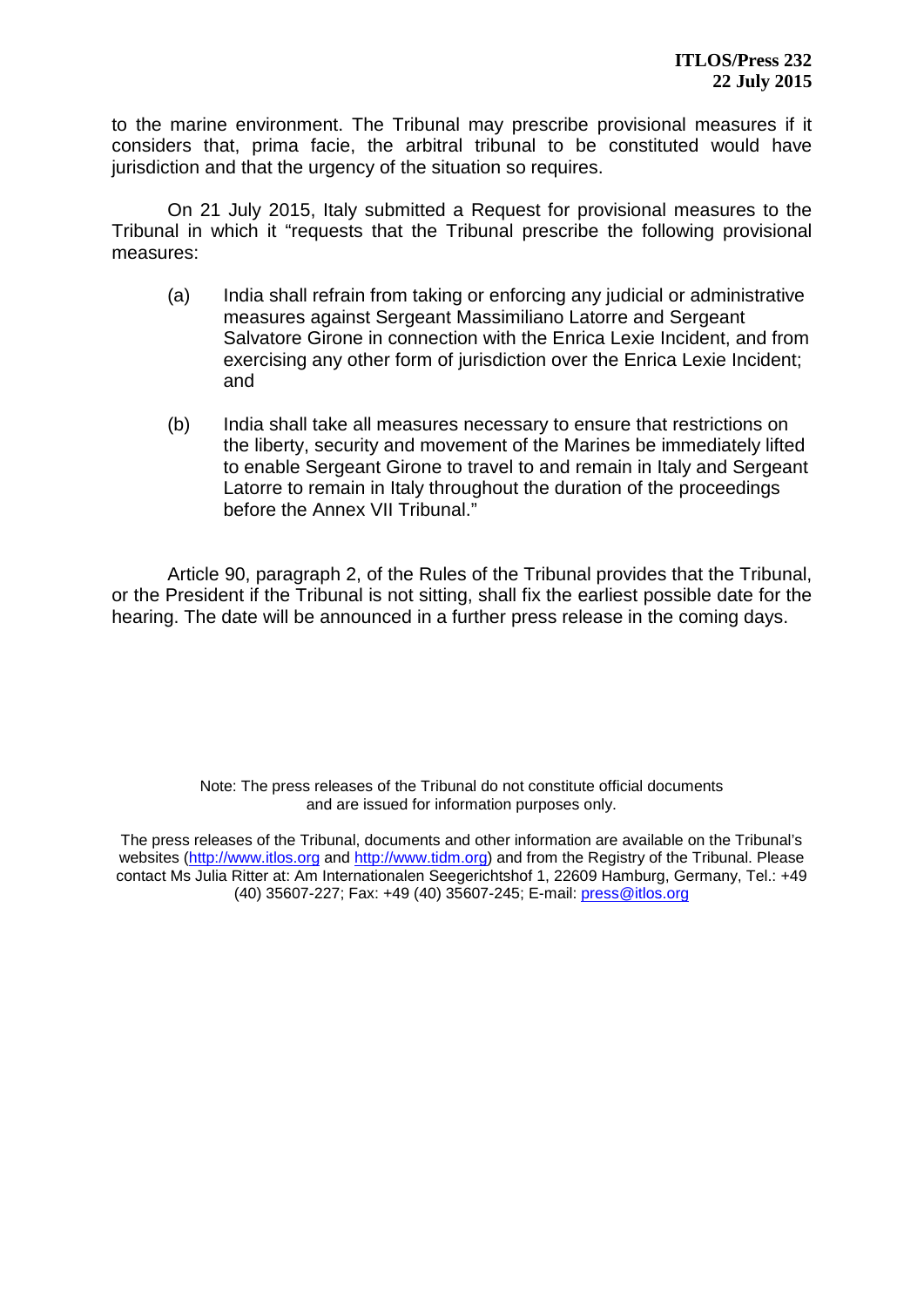to the marine environment. The Tribunal may prescribe provisional measures if it considers that, prima facie, the arbitral tribunal to be constituted would have jurisdiction and that the urgency of the situation so requires.

On 21 July 2015, Italy submitted a Request for provisional measures to the Tribunal in which it "requests that the Tribunal prescribe the following provisional measures:

(a) India shall refrain from taking or enforcing any judicial or administrative measures against Sergeant Massimiliano Latorre and Sergeant Salvatore Girone in connection with the Enrica Lexie Incident, and from exercising any other form of jurisdiction over the Enrica Lexie Incident; and

(b) India shall take all measures necessary to ensure that restrictions on the liberty, security and movement of the Marines be immediately lifted to enable Sergeant Girone to travel to and remain in Italy and Sergeant Latorre to remain in Italy throughout the duration of the proceedings before the Annex VII Tribunal."

Article 90, paragraph 2, of the Rules of the Tribunal provides that the Tribunal, or the President if the Tribunal is not sitting, shall fix the earliest possible date for the hearing. The date will be announced in a further press release in the coming days.

Note: The press releases of the Tribunal do not constitute official documents and are issued for information purposes only.

The press releases of the Tribunal, documents and other information are available on the Tribunal's websites (http://www.itlos.org and http://www.tidm.org) and from the Registry of the Tribunal. Please contact Ms Julia Ritter at: Am Internationalen Seegerichtshof 1, 22609 Hamburg, Germany, Tel.: +49 (40) 35607-227; Fax: +49 (40) 35607-245; E-mail: press@itlos.org